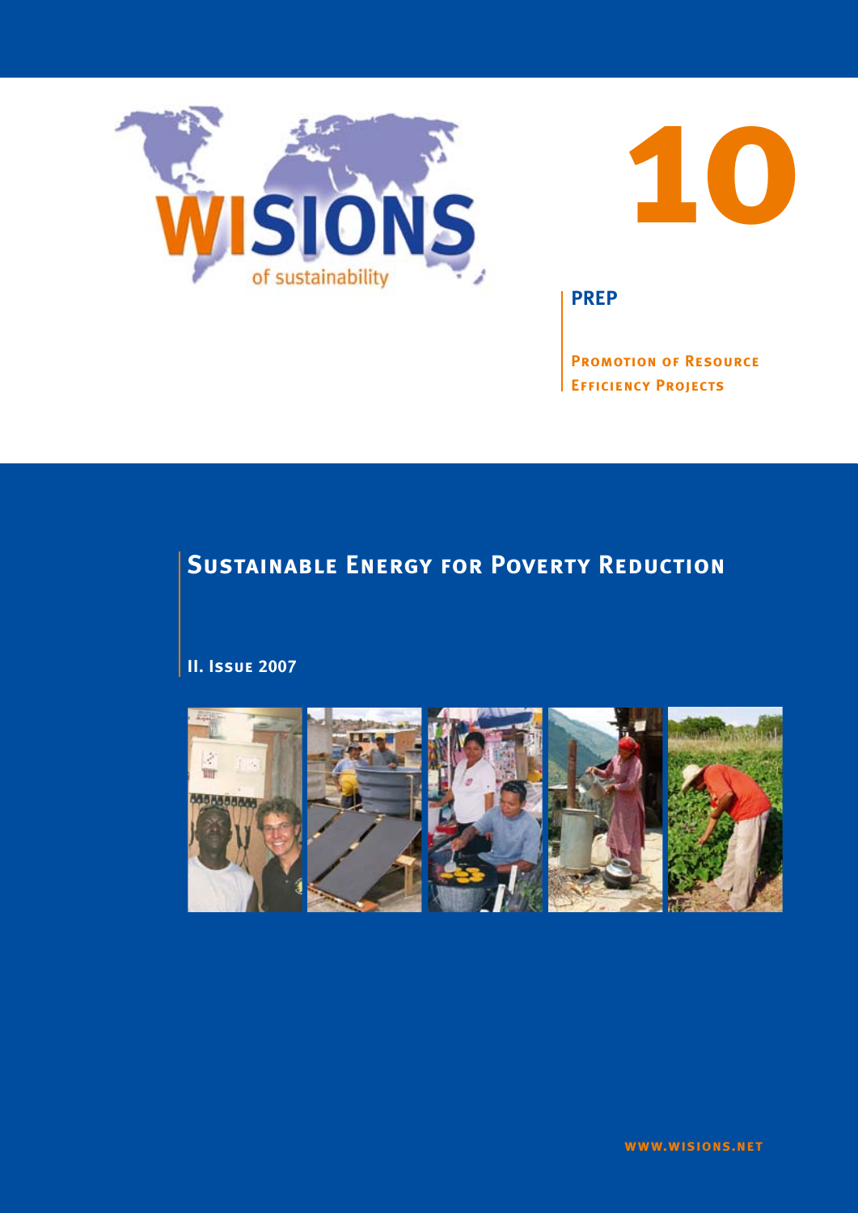WISIONS

of sustainability

# 10

**PREP**

**Promotion of Resource Efficiency Projects**

## Sustainable Energy for Poverty Reduction

**II. Issue 2007**

www.wisions.net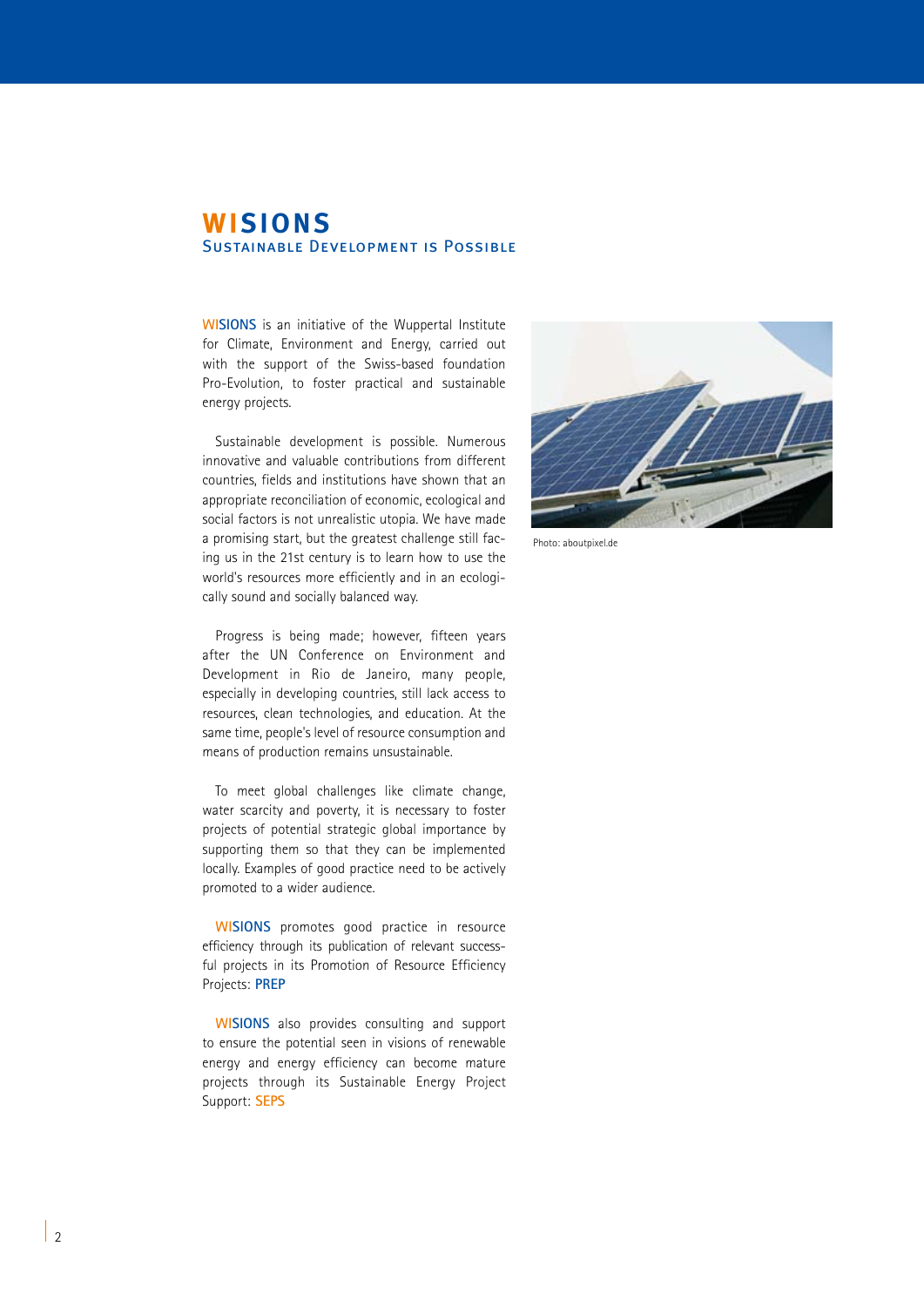# WISIONS

## Sustainable Development is Possible

**WISIONS** is an initiative of the Wuppertal Institute for Climate, Environment and Energy, carried out with the support of the Swiss-based foundation Pro-Evolution, to foster practical and sustainable energy projects.

Sustainable development is possible. Numerous innovative and valuable contributions from different countries, fields and institutions have shown that an appropriate reconciliation of economic, ecological and social factors is not unrealistic utopia. We have made a promising start, but the greatest challenge still facing us in the 21st century is to learn how to use the world's resources more efficiently and in an ecologically sound and socially balanced way.

Progress is being made; however, fifteen years after the UN Conference on Environment and Development in Rio de Janeiro, many people, especially in developing countries, still lack access to resources, clean technologies, and education. At the same time, people's level of resource consumption and means of production remains unsustainable.

To meet global challenges like climate change, water scarcity and poverty, it is necessary to foster projects of potential strategic global importance by supporting them so that they can be implemented locally. Examples of good practice need to be actively promoted to a wider audience.

**WISIONS** promotes good practice in resource efficiency through its publication of relevant successful projects in its Promotion of Resource Efficiency Projects: **PREP**

**WISIONS** also provides consulting and support to ensure the potential seen in visions of renewable energy and energy efficiency can become mature projects through its Sustainable Energy Project Support: **SEPS**

Photo: aboutpixel.de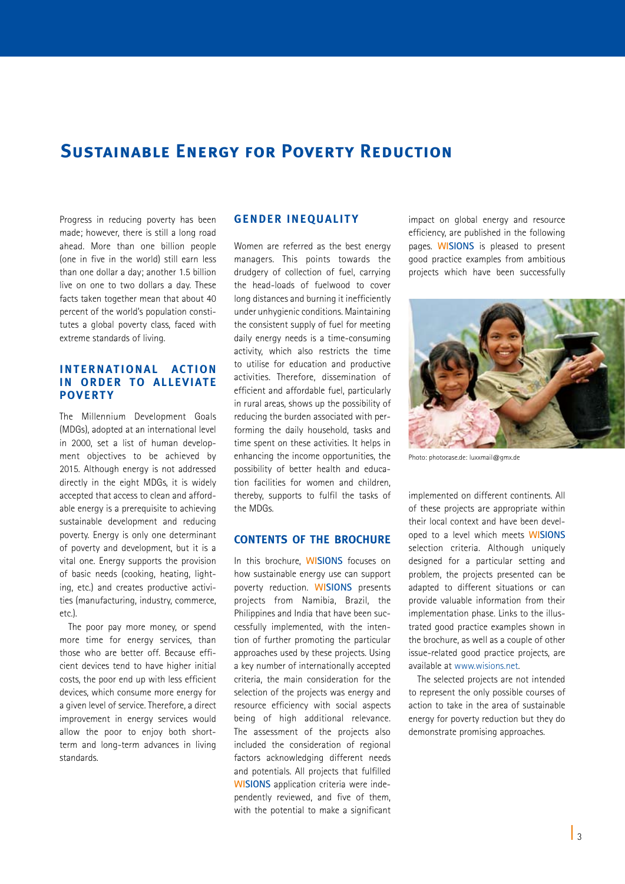# Sustainable Energy for Poverty Reduction

Progress in reducing poverty has been made; however, there is still a long road ahead. More than one billion people (one in five in the world) still earn less than one dollar a day; another 1.5 billion live on one to two dollars a day. These facts taken together mean that about 40 percent of the world's population constitutes a global poverty class, faced with extreme standards of living.

## International Action in Order to Alleviate Poverty

The Millennium Development Goals (MDGs), adopted at an international level in 2000, set a list of human development objectives to be achieved by 2015. Although energy is not addressed directly in the eight MDGs, it is widely accepted that access to clean and affordable energy is a prerequisite to achieving sustainable development and reducing poverty. Energy is only one determinant of poverty and development, but it is a vital one. Energy supports the provision of basic needs (cooking, heating, lighting, etc.) and creates productive activities (manufacturing, industry, commerce, etc.).

The poor pay more money, or spend more time for energy services, than those who are better off. Because efficient devices tend to have higher initial costs, the poor end up with less efficient devices, which consume more energy for a given level of service. Therefore, a direct improvement in energy services would allow the poor to enjoy both short-term and long-term advances in living standards.

## Gender Inequality

Women are referred as the best energy managers. This points towards the drudgery of collection of fuel, carrying the head-loads of fuelwood to cover long distances and burning it inefficiently under unhygienic conditions. Maintaining the consistent supply of fuel for meeting daily energy needs is a time-consuming activity, which also restricts the time to utilise for education and productive activities. Therefore, dissemination of efficient and affordable fuel, particularly in rural areas, shows up the possibility of reducing the burden associated with performing the daily household, tasks and time spent on these activities. It helps in enhancing the income opportunities, the possibility of better health and education facilities for women and children, thereby, supports to fulfil the tasks of the MDGs.

## Contents of the Brochure

In this brochure, WISIONS focuses on how sustainable energy use can support poverty reduction. WISIONS presents projects from Namibia, Brazil, the Philippines and India that have been successfully implemented, with the intention of further promoting the particular approaches used by these projects. Using a key number of internationally accepted criteria, the main consideration for the selection of the projects was energy and resource efficiency with social aspects being of high additional relevance. The assessment of the projects also included the consideration of regional factors acknowledging different needs and potentials. All projects that fulfilled WISIONS application criteria were independently reviewed, and five of them, with the potential to make a significant impact on global energy and resource efficiency, are published in the following pages. WISIONS is pleased to present good practice examples from ambitious projects which have been successfully implemented on different continents. All of these projects are appropriate within their local context and have been developed to a level which meets WISIONS selection criteria. Although uniquely designed for a particular setting and problem, the projects presented can be adapted to different situations or can provide valuable information from their implementation phase. Links to the illustrated good practice examples shown in the brochure, as well as a couple of other issue-related good practice projects, are available at www.wisions.net.

Photo: photocase.de: luxxmail@gmx.de

The selected projects are not intended to represent the only possible courses of action to take in the area of sustainable energy for poverty reduction but they do demonstrate promising approaches.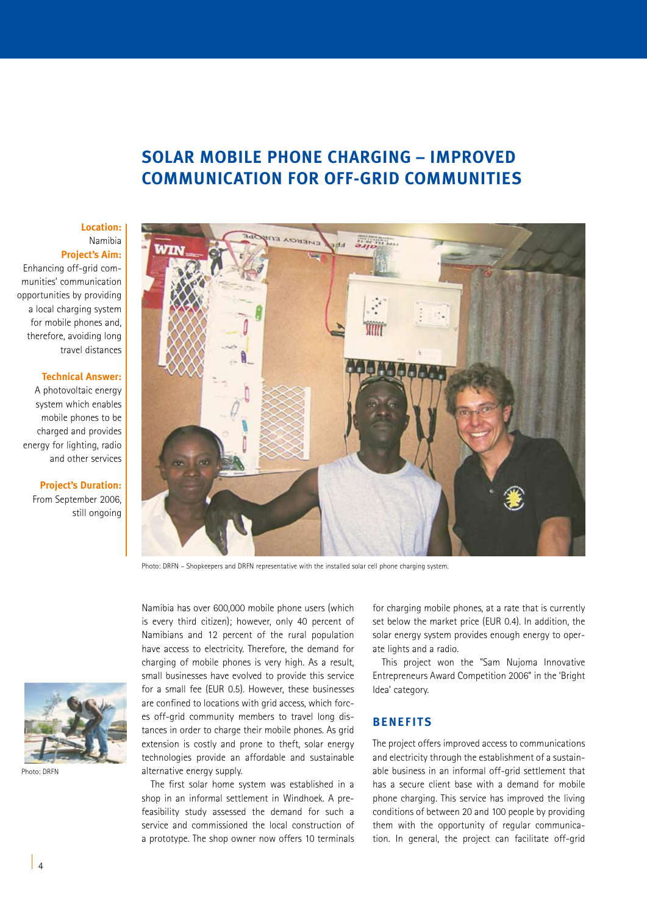# SOLAR MOBILE PHONE CHARGING – IMPROVED COMMUNICATION FOR OFF-GRID COMMUNITIES

**Location:**
Namibia

**Project's Aim:**
Enhancing off-grid communities' communication opportunities by providing a local charging system for mobile phones and, therefore, avoiding long travel distances

**Technical Answer:**
A photovoltaic energy system which enables mobile phones to be charged and provides energy for lighting, radio and other services

**Project's Duration:**
From September 2006, still ongoing

Photo: DRFN – Shopkeepers and DRFN representative with the installed solar cell phone charging system.

Photo: DRFN

Namibia has over 600,000 mobile phone users (which is every third citizen); however, only 40 percent of Namibians and 12 percent of the rural population have access to electricity. Therefore, the demand for charging of mobile phones is very high. As a result, small businesses have evolved to provide this service for a small fee (EUR 0.5). However, these businesses are confined to locations with grid access, which forces off-grid community members to travel long distances in order to charge their mobile phones. As grid extension is costly and prone to theft, solar energy technologies provide an affordable and sustainable alternative energy supply.

The first solar home system was established in a shop in an informal settlement in Windhoek. A pre-feasibility study assessed the demand for such a service and commissioned the local construction of a prototype. The shop owner now offers 10 terminals for charging mobile phones, at a rate that is currently set below the market price (EUR 0.4). In addition, the solar energy system provides enough energy to operate lights and a radio.

This project won the "Sam Nujoma Innovative Entrepreneurs Award Competition 2006" in the 'Bright Idea' category.

## BENEFITS

The project offers improved access to communications and electricity through the establishment of a sustainable business in an informal off-grid settlement that has a secure client base with a demand for mobile phone charging. This service has improved the living conditions of between 20 and 100 people by providing them with the opportunity of regular communication. In general, the project can facilitate off-grid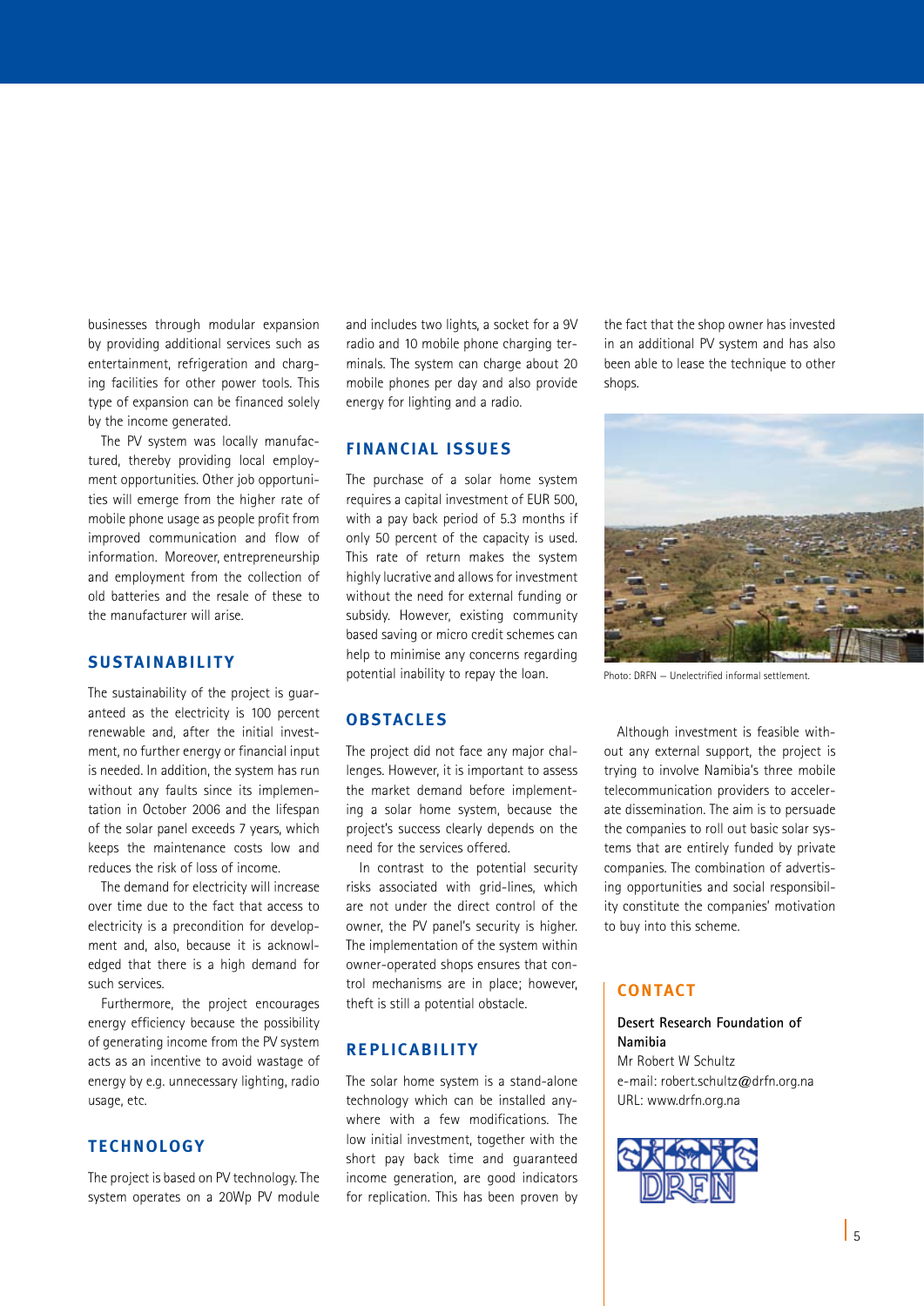businesses through modular expansion by providing additional services such as entertainment, refrigeration and charging facilities for other power tools. This type of expansion can be financed solely by the income generated.

The PV system was locally manufactured, thereby providing local employment opportunities. Other job opportunities will emerge from the higher rate of mobile phone usage as people profit from improved communication and flow of information. Moreover, entrepreneurship and employment from the collection of old batteries and the resale of these to the manufacturer will arise.

## SUSTAINABILITY

The sustainability of the project is guaranteed as the electricity is 100 percent renewable and, after the initial investment, no further energy or financial input is needed. In addition, the system has run without any faults since its implementation in October 2006 and the lifespan of the solar panel exceeds 7 years, which keeps the maintenance costs low and reduces the risk of loss of income.

The demand for electricity will increase over time due to the fact that access to electricity is a precondition for development and, also, because it is acknowledged that there is a high demand for such services.

Furthermore, the project encourages energy efficiency because the possibility of generating income from the PV system acts as an incentive to avoid wastage of energy by e.g. unnecessary lighting, radio usage, etc.

## TECHNOLOGY

The project is based on PV technology. The system operates on a 20Wp PV module and includes two lights, a socket for a 9V radio and 10 mobile phone charging terminals. The system can charge about 20 mobile phones per day and also provide energy for lighting and a radio.

## FINANCIAL ISSUES

The purchase of a solar home system requires a capital investment of EUR 500, with a pay back period of 5.3 months if only 50 percent of the capacity is used. This rate of return makes the system highly lucrative and allows for investment without the need for external funding or subsidy. However, existing community based saving or micro credit schemes can help to minimise any concerns regarding potential inability to repay the loan.

## OBSTACLES

The project did not face any major challenges. However, it is important to assess the market demand before implementing a solar home system, because the project's success clearly depends on the need for the services offered.

In contrast to the potential security risks associated with grid-lines, which are not under the direct control of the owner, the PV panel's security is higher. The implementation of the system within owner-operated shops ensures that control mechanisms are in place; however, theft is still a potential obstacle.

## REPLICABILITY

The solar home system is a stand-alone technology which can be installed anywhere with a few modifications. The low initial investment, together with the short pay back time and guaranteed income generation, are good indicators for replication. This has been proven by the fact that the shop owner has invested in an additional PV system and has also been able to lease the technique to other shops.

Photo: DRFN – Unelectrified informal settlement.

Although investment is feasible without any external support, the project is trying to involve Namibia's three mobile telecommunication providers to accelerate dissemination. The aim is to persuade the companies to roll out basic solar systems that are entirely funded by private companies. The combination of advertising opportunities and social responsibility constitute the companies' motivation to buy into this scheme.

## CONTACT

**Desert Research Foundation of Namibia**
Mr Robert W Schultz
e-mail: robert.schultz@drfn.org.na
URL: www.drfn.org.na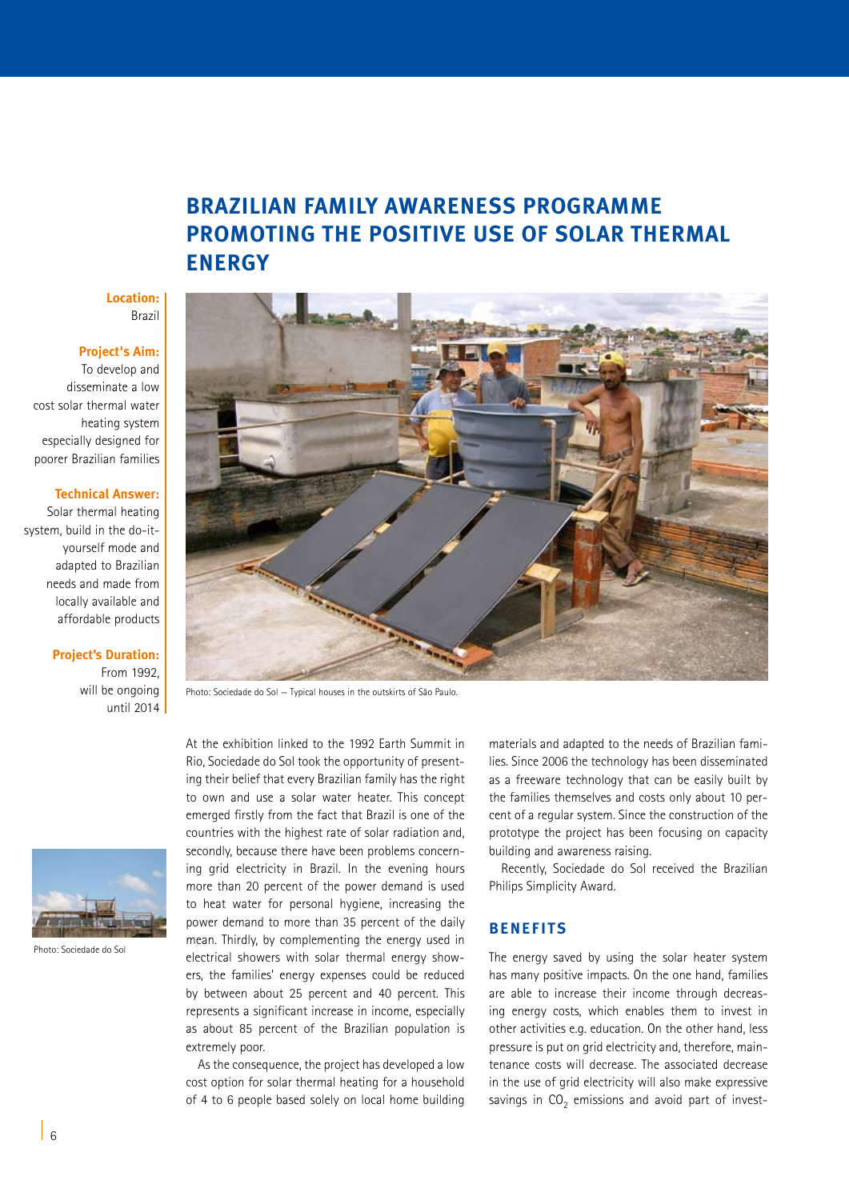# BRAZILIAN FAMILY AWARENESS PROGRAMME PROMOTING THE POSITIVE USE OF SOLAR THERMAL ENERGY

**Location:**
Brazil

**Project's Aim:**
To develop and disseminate a low cost solar thermal water heating system especially designed for poorer Brazilian families

**Technical Answer:**
Solar thermal heating system, build in the do-it-yourself mode and adapted to Brazilian needs and made from locally available and affordable products

**Project's Duration:**
From 1992, will be ongoing until 2014

Photo: Sociedade do Sol – Typical houses in the outskirts of São Paulo.

Photo: Sociedade do Sol

At the exhibition linked to the 1992 Earth Summit in Rio, Sociedade do Sol took the opportunity of presenting their belief that every Brazilian family has the right to own and use a solar water heater. This concept emerged firstly from the fact that Brazil is one of the countries with the highest rate of solar radiation and, secondly, because there have been problems concerning grid electricity in Brazil. In the evening hours more than 20 percent of the power demand is used to heat water for personal hygiene, increasing the power demand to more than 35 percent of the daily mean. Thirdly, by complementing the energy used in electrical showers with solar thermal energy showers, the families' energy expenses could be reduced by between about 25 percent and 40 percent. This represents a significant increase in income, especially as about 85 percent of the Brazilian population is extremely poor.

As the consequence, the project has developed a low cost option for solar thermal heating for a household of 4 to 6 people based solely on local home building materials and adapted to the needs of Brazilian families. Since 2006 the technology has been disseminated as a freeware technology that can be easily built by the families themselves and costs only about 10 percent of a regular system. Since the construction of the prototype the project has been focusing on capacity building and awareness raising.

Recently, Sociedade do Sol received the Brazilian Philips Simplicity Award.

## BENEFITS

The energy saved by using the solar heater system has many positive impacts. On the one hand, families are able to increase their income through decreasing energy costs, which enables them to invest in other activities e.g. education. On the other hand, less pressure is put on grid electricity and, therefore, maintenance costs will decrease. The associated decrease in the use of grid electricity will also make expressive savings in $CO_2$ emissions and avoid part of invest-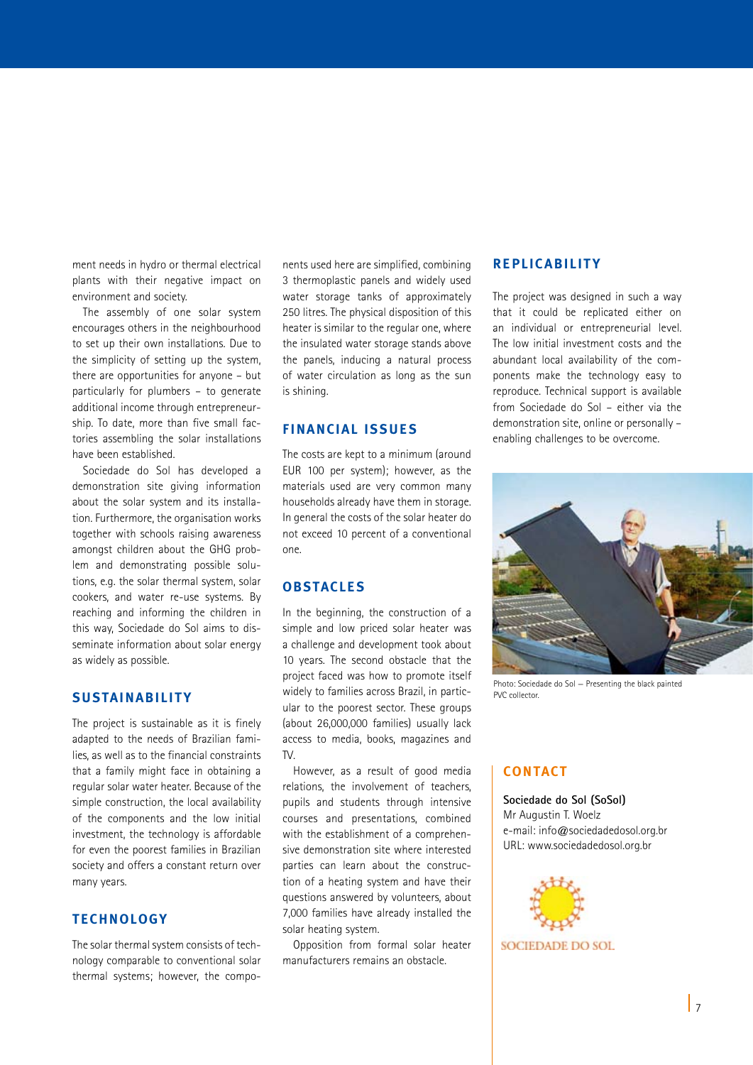ment needs in hydro or thermal electrical plants with their negative impact on environment and society.

The assembly of one solar system encourages others in the neighbourhood to set up their own installations. Due to the simplicity of setting up the system, there are opportunities for anyone – but particularly for plumbers – to generate additional income through entrepreneurship. To date, more than five small factories assembling the solar installations have been established.

Sociedade do Sol has developed a demonstration site giving information about the solar system and its installation. Furthermore, the organisation works together with schools raising awareness amongst children about the GHG problem and demonstrating possible solutions, e.g. the solar thermal system, solar cookers, and water re-use systems. By reaching and informing the children in this way, Sociedade do Sol aims to disseminate information about solar energy as widely as possible.

## SUSTAINABILITY

The project is sustainable as it is finely adapted to the needs of Brazilian families, as well as to the financial constraints that a family might face in obtaining a regular solar water heater. Because of the simple construction, the local availability of the components and the low initial investment, the technology is affordable for even the poorest families in Brazilian society and offers a constant return over many years.

## TECHNOLOGY

The solar thermal system consists of technology comparable to conventional solar thermal systems; however, the components used here are simplified, combining 3 thermoplastic panels and widely used water storage tanks of approximately 250 litres. The physical disposition of this heater is similar to the regular one, where the insulated water storage stands above the panels, inducing a natural process of water circulation as long as the sun is shining.

## FINANCIAL ISSUES

The costs are kept to a minimum (around EUR 100 per system); however, as the materials used are very common many households already have them in storage. In general the costs of the solar heater do not exceed 10 percent of a conventional one.

## OBSTACLES

In the beginning, the construction of a simple and low priced solar heater was a challenge and development took about 10 years. The second obstacle that the project faced was how to promote itself widely to families across Brazil, in particular to the poorest sector. These groups (about 26,000,000 families) usually lack access to media, books, magazines and TV.

However, as a result of good media relations, the involvement of teachers, pupils and students through intensive courses and presentations, combined with the establishment of a comprehensive demonstration site where interested parties can learn about the construction of a heating system and have their questions answered by volunteers, about 7,000 families have already installed the solar heating system.

Opposition from formal solar heater manufacturers remains an obstacle.

## REPLICABILITY

The project was designed in such a way that it could be replicated either on an individual or entrepreneurial level. The low initial investment costs and the abundant local availability of the components make the technology easy to reproduce. Technical support is available from Sociedade do Sol – either via the demonstration site, online or personally – enabling challenges to be overcome.

Photo: Sociedade do Sol – Presenting the black painted PVC collector.

## CONTACT

**Sociedade do Sol (SoSol)**
Mr Augustin T. Woelz
e-mail: info@sociedadedosol.org.br
URL: www.sociedadedosol.org.br

SOCIEDADE DO SOL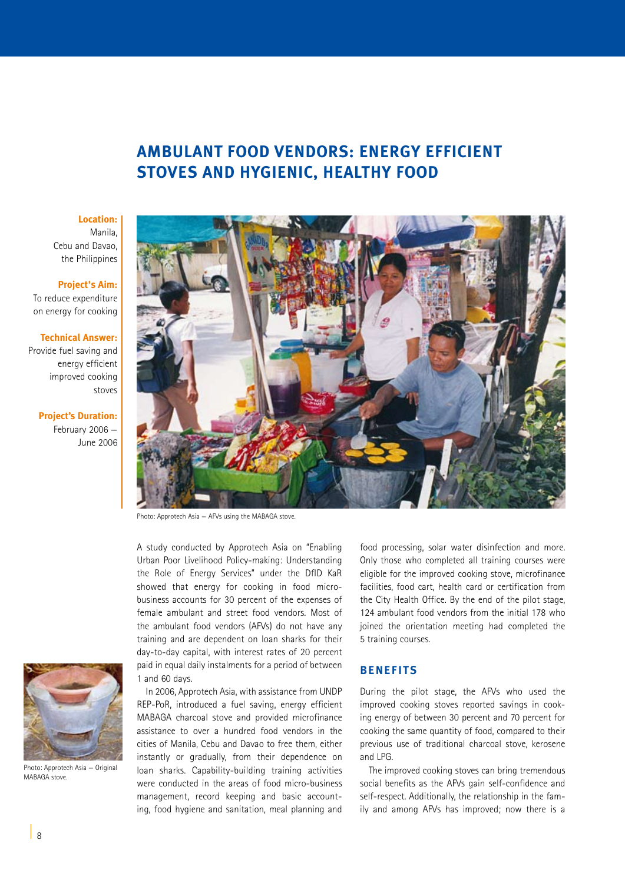# AMBULANT FOOD VENDORS: ENERGY EFFICIENT STOVES AND HYGIENIC, HEALTHY FOOD

**Location:**
Manila, Cebu and Davao, the Philippines

**Project's Aim:**
To reduce expenditure on energy for cooking

**Technical Answer:**
Provide fuel saving and energy efficient improved cooking stoves

**Project's Duration:**
February 2006 – June 2006

Photo: Approtech Asia – AFVs using the MABAGA stove.

A study conducted by Approtech Asia on "Enabling Urban Poor Livelihood Policy-making: Understanding the Role of Energy Services" under the DfID KaR showed that energy for cooking in food micro-business accounts for 30 percent of the expenses of female ambulant and street food vendors. Most of the ambulant food vendors (AFVs) do not have any training and are dependent on loan sharks for their day-to-day capital, with interest rates of 20 percent paid in equal daily instalments for a period of between 1 and 60 days.

In 2006, Approtech Asia, with assistance from UNDP REP-PoR, introduced a fuel saving, energy efficient MABAGA charcoal stove and provided microfinance assistance to over a hundred food vendors in the cities of Manila, Cebu and Davao to free them, either instantly or gradually, from their dependence on loan sharks. Capability-building training activities were conducted in the areas of food micro-business management, record keeping and basic accounting, food hygiene and sanitation, meal planning and food processing, solar water disinfection and more. Only those who completed all training courses were eligible for the improved cooking stove, microfinance facilities, food cart, health card or certification from the City Health Office. By the end of the pilot stage, 124 ambulant food vendors from the initial 178 who joined the orientation meeting had completed the 5 training courses.

Photo: Approtech Asia – Original MABAGA stove.

## BENEFITS

During the pilot stage, the AFVs who used the improved cooking stoves reported savings in cooking energy of between 30 percent and 70 percent for cooking the same quantity of food, compared to their previous use of traditional charcoal stove, kerosene and LPG.

The improved cooking stoves can bring tremendous social benefits as the AFVs gain self-confidence and self-respect. Additionally, the relationship in the family and among AFVs has improved; now there is a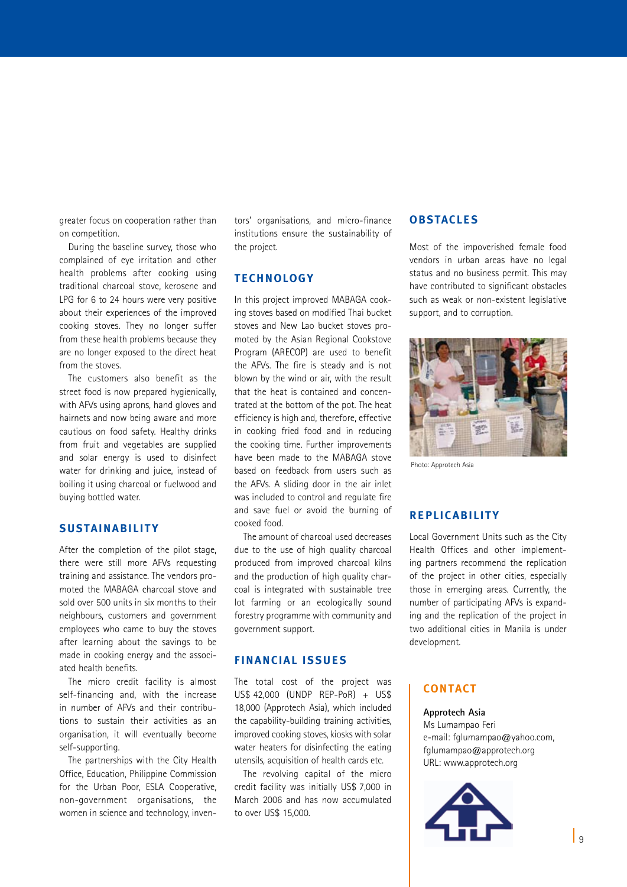greater focus on cooperation rather than on competition.

During the baseline survey, those who complained of eye irritation and other health problems after cooking using traditional charcoal stove, kerosene and LPG for 6 to 24 hours were very positive about their experiences of the improved cooking stoves. They no longer suffer from these health problems because they are no longer exposed to the direct heat from the stoves.

The customers also benefit as the street food is now prepared hygienically, with AFVs using aprons, hand gloves and hairnets and now being aware and more cautious on food safety. Healthy drinks from fruit and vegetables are supplied and solar energy is used to disinfect water for drinking and juice, instead of boiling it using charcoal or fuelwood and buying bottled water.

## SUSTAINABILITY

After the completion of the pilot stage, there were still more AFVs requesting training and assistance. The vendors promoted the MABAGA charcoal stove and sold over 500 units in six months to their neighbours, customers and government employees who came to buy the stoves after learning about the savings to be made in cooking energy and the associated health benefits.

The micro credit facility is almost self-financing and, with the increase in number of AFVs and their contributions to sustain their activities as an organisation, it will eventually become self-supporting.

The partnerships with the City Health Office, Education, Philippine Commission for the Urban Poor, ESLA Cooperative, non-government organisations, the women in science and technology, inventors' organisations, and micro-finance institutions ensure the sustainability of the project.

## TECHNOLOGY

In this project improved MABAGA cooking stoves based on modified Thai bucket stoves and New Lao bucket stoves promoted by the Asian Regional Cookstove Program (ARECOP) are used to benefit the AFVs. The fire is steady and is not blown by the wind or air, with the result that the heat is contained and concentrated at the bottom of the pot. The heat efficiency is high and, therefore, effective in cooking fried food and in reducing the cooking time. Further improvements have been made to the MABAGA stove based on feedback from users such as the AFVs. A sliding door in the air inlet was included to control and regulate fire and save fuel or avoid the burning of cooked food.

The amount of charcoal used decreases due to the use of high quality charcoal produced from improved charcoal kilns and the production of high quality charcoal is integrated with sustainable tree lot farming or an ecologically sound forestry programme with community and government support.

## FINANCIAL ISSUES

The total cost of the project was US$ 42,000 (UNDP REP-PoR) + US$ 18,000 (Approtech Asia), which included the capability-building training activities, improved cooking stoves, kiosks with solar water heaters for disinfecting the eating utensils, acquisition of health cards etc.

The revolving capital of the micro credit facility was initially US$ 7,000 in March 2006 and has now accumulated to over US$ 15,000.

## OBSTACLES

Most of the impoverished female food vendors in urban areas have no legal status and no business permit. This may have contributed to significant obstacles such as weak or non-existent legislative support, and to corruption.

Photo: Approtech Asia

## REPLICABILITY

Local Government Units such as the City Health Offices and other implementing partners recommend the replication of the project in other cities, especially those in emerging areas. Currently, the number of participating AFVs is expanding and the replication of the project in two additional cities in Manila is under development.

## CONTACT

**Approtech Asia**
Ms Lumampao Feri
e-mail: fglumampao@yahoo.com, fglumampao@approtech.org
URL: www.approtech.org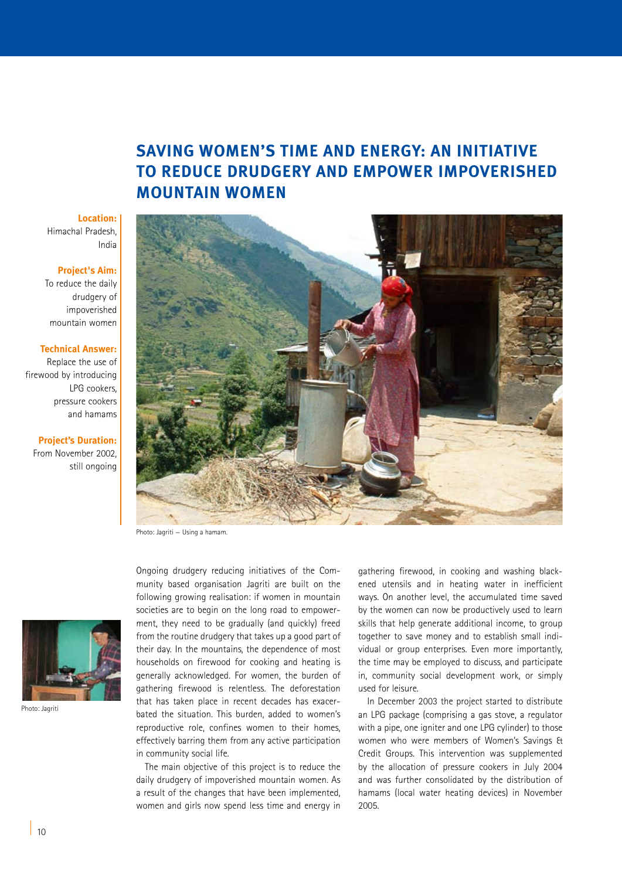# SAVING WOMEN'S TIME AND ENERGY: AN INITIATIVE TO REDUCE DRUDGERY AND EMPOWER IMPOVERISHED MOUNTAIN WOMEN

**Location:** Himachal Pradesh, India

**Project's Aim:** To reduce the daily drudgery of impoverished mountain women

**Technical Answer:** Replace the use of firewood by introducing LPG cookers, pressure cookers and hamams

**Project's Duration:** From November 2002, still ongoing

Photo: Jagriti – Using a hamam.

Photo: Jagriti

Ongoing drudgery reducing initiatives of the Community based organisation Jagriti are built on the following growing realisation: if women in mountain societies are to begin on the long road to empowerment, they need to be gradually (and quickly) freed from the routine drudgery that takes up a good part of their day. In the mountains, the dependence of most households on firewood for cooking and heating is generally acknowledged. For women, the burden of gathering firewood is relentless. The deforestation that has taken place in recent decades has exacerbated the situation. This burden, added to women's reproductive role, confines women to their homes, effectively barring them from any active participation in community social life.

The main objective of this project is to reduce the daily drudgery of impoverished mountain women. As a result of the changes that have been implemented, women and girls now spend less time and energy in gathering firewood, in cooking and washing blackened utensils and in heating water in inefficient ways. On another level, the accumulated time saved by the women can now be productively used to learn skills that help generate additional income, to group together to save money and to establish small individual or group enterprises. Even more importantly, the time may be employed to discuss, and participate in, community social development work, or simply used for leisure.

In December 2003 the project started to distribute an LPG package (comprising a gas stove, a regulator with a pipe, one igniter and one LPG cylinder) to those women who were members of Women's Savings & Credit Groups. This intervention was supplemented by the allocation of pressure cookers in July 2004 and was further consolidated by the distribution of hamams (local water heating devices) in November 2005.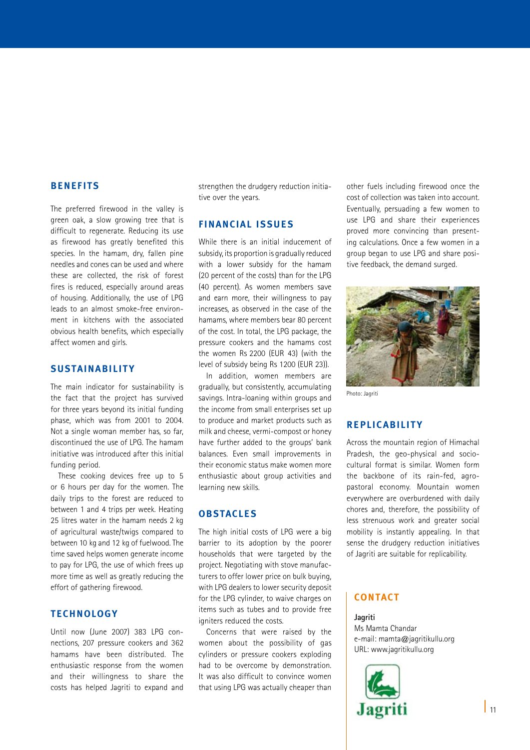## BENEFITS

The preferred firewood in the valley is green oak, a slow growing tree that is difficult to regenerate. Reducing its use as firewood has greatly benefited this species. In the hamam, dry, fallen pine needles and cones can be used and where these are collected, the risk of forest fires is reduced, especially around areas of housing. Additionally, the use of LPG leads to an almost smoke-free environment in kitchens with the associated obvious health benefits, which especially affect women and girls.

## SUSTAINABILITY

The main indicator for sustainability is the fact that the project has survived for three years beyond its initial funding phase, which was from 2001 to 2004. Not a single woman member has, so far, discontinued the use of LPG. The hamam initiative was introduced after this initial funding period.

These cooking devices free up to 5 or 6 hours per day for the women. The daily trips to the forest are reduced to between 1 and 4 trips per week. Heating 25 litres water in the hamam needs 2 kg of agricultural waste/twigs compared to between 10 kg and 12 kg of fuelwood. The time saved helps women generate income to pay for LPG, the use of which frees up more time as well as greatly reducing the effort of gathering firewood.

## TECHNOLOGY

Until now (June 2007) 383 LPG connections, 207 pressure cookers and 362 hamams have been distributed. The enthusiastic response from the women and their willingness to share the costs has helped Jagriti to expand and strengthen the drudgery reduction initiative over the years.

## FINANCIAL ISSUES

While there is an initial inducement of subsidy, its proportion is gradually reduced with a lower subsidy for the hamam (20 percent of the costs) than for the LPG (40 percent). As women members save and earn more, their willingness to pay increases, as observed in the case of the hamams, where members bear 80 percent of the cost. In total, the LPG package, the pressure cookers and the hamams cost the women Rs 2200 (EUR 43) (with the level of subsidy being Rs 1200 (EUR 23)).

In addition, women members are gradually, but consistently, accumulating savings. Intra-loaning within groups and the income from small enterprises set up to produce and market products such as milk and cheese, vermi-compost or honey have further added to the groups' bank balances. Even small improvements in their economic status make women more enthusiastic about group activities and learning new skills.

## OBSTACLES

The high initial costs of LPG were a big barrier to its adoption by the poorer households that were targeted by the project. Negotiating with stove manufacturers to offer lower price on bulk buying, with LPG dealers to lower security deposit for the LPG cylinder, to waive charges on items such as tubes and to provide free igniters reduced the costs.

Concerns that were raised by the women about the possibility of gas cylinders or pressure cookers exploding had to be overcome by demonstration. It was also difficult to convince women that using LPG was actually cheaper than other fuels including firewood once the cost of collection was taken into account. Eventually, persuading a few women to use LPG and share their experiences proved more convincing than presenting calculations. Once a few women in a group began to use LPG and share positive feedback, the demand surged.

Photo: Jagriti

## REPLICABILITY

Across the mountain region of Himachal Pradesh, the geo-physical and socio-cultural format is similar. Women form the backbone of its rain-fed, agro-pastoral economy. Mountain women everywhere are overburdened with daily chores and, therefore, the possibility of less strenuous work and greater social mobility is instantly appealing. In that sense the drudgery reduction initiatives of Jagriti are suitable for replicability.

## CONTACT

**Jagriti**
Ms Mamta Chandar
e-mail: mamta@jagritikullu.org
URL: www.jagritikullu.org

Jagriti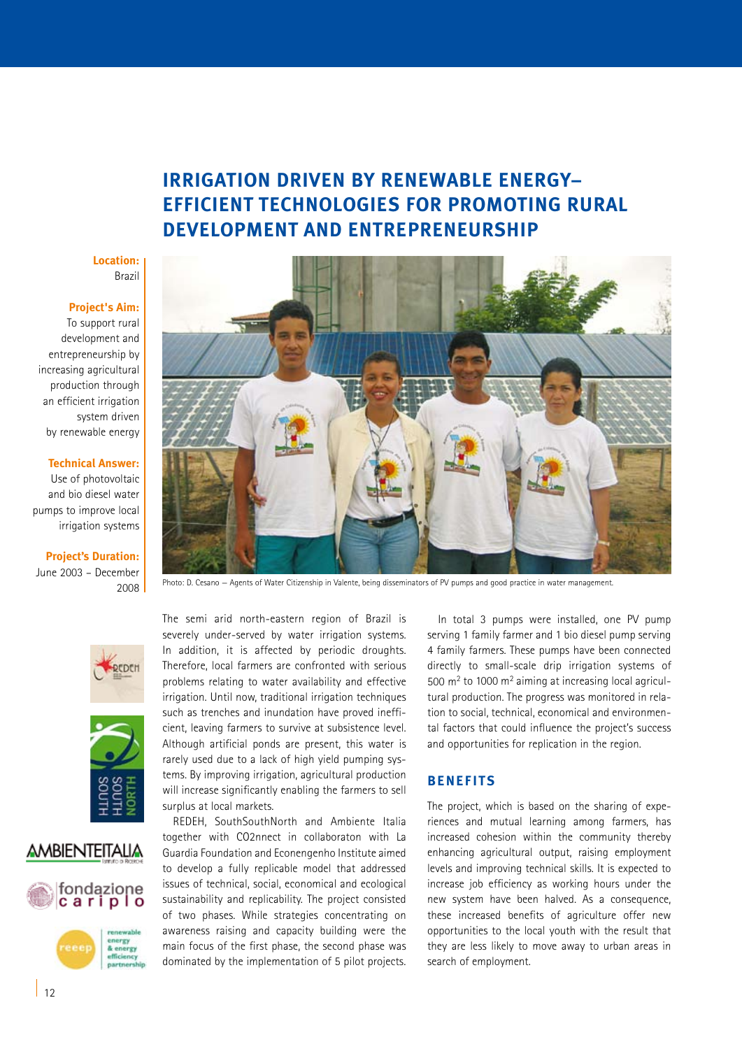# IRRIGATION DRIVEN BY RENEWABLE ENERGY–EFFICIENT TECHNOLOGIES FOR PROMOTING RURAL DEVELOPMENT AND ENTREPRENEURSHIP

**Location:**
Brazil

**Project's Aim:**
To support rural development and entrepreneurship by increasing agricultural production through an efficient irrigation system driven by renewable energy

**Technical Answer:**
Use of photovoltaic and bio diesel water pumps to improve local irrigation systems

**Project's Duration:**
June 2003 – December 2008

Photo: D. Cesano – Agents of Water Citizenship in Valente, being disseminators of PV pumps and good practice in water management.

The semi arid north-eastern region of Brazil is severely under-served by water irrigation systems. In addition, it is affected by periodic droughts. Therefore, local farmers are confronted with serious problems relating to water availability and effective irrigation. Until now, traditional irrigation techniques such as trenches and inundation have proved inefficient, leaving farmers to survive at subsistence level. Although artificial ponds are present, this water is rarely used due to a lack of high yield pumping systems. By improving irrigation, agricultural production will increase significantly enabling the farmers to sell surplus at local markets.

REDEH, SouthSouthNorth and Ambiente Italia together with CO2nnect in collaboraton with La Guardia Foundation and Econengenho Institute aimed to develop a fully replicable model that addressed issues of technical, social, economical and ecological sustainability and replicability. The project consisted of two phases. While strategies concentrating on awareness raising and capacity building were the main focus of the first phase, the second phase was dominated by the implementation of 5 pilot projects.

In total 3 pumps were installed, one PV pump serving 1 family farmer and 1 bio diesel pump serving 4 family farmers. These pumps have been connected directly to small-scale drip irrigation systems of 500 m$^2$ to 1000 m$^2$ aiming at increasing local agricultural production. The progress was monitored in relation to social, technical, economical and environmental factors that could influence the project's success and opportunities for replication in the region.

## BENEFITS

The project, which is based on the sharing of experiences and mutual learning among farmers, has increased cohesion within the community thereby enhancing agricultural output, raising employment levels and improving technical skills. It is expected to increase job efficiency as working hours under the new system have been halved. As a consequence, these increased benefits of agriculture offer new opportunities to the local youth with the result that they are less likely to move away to urban areas in search of employment.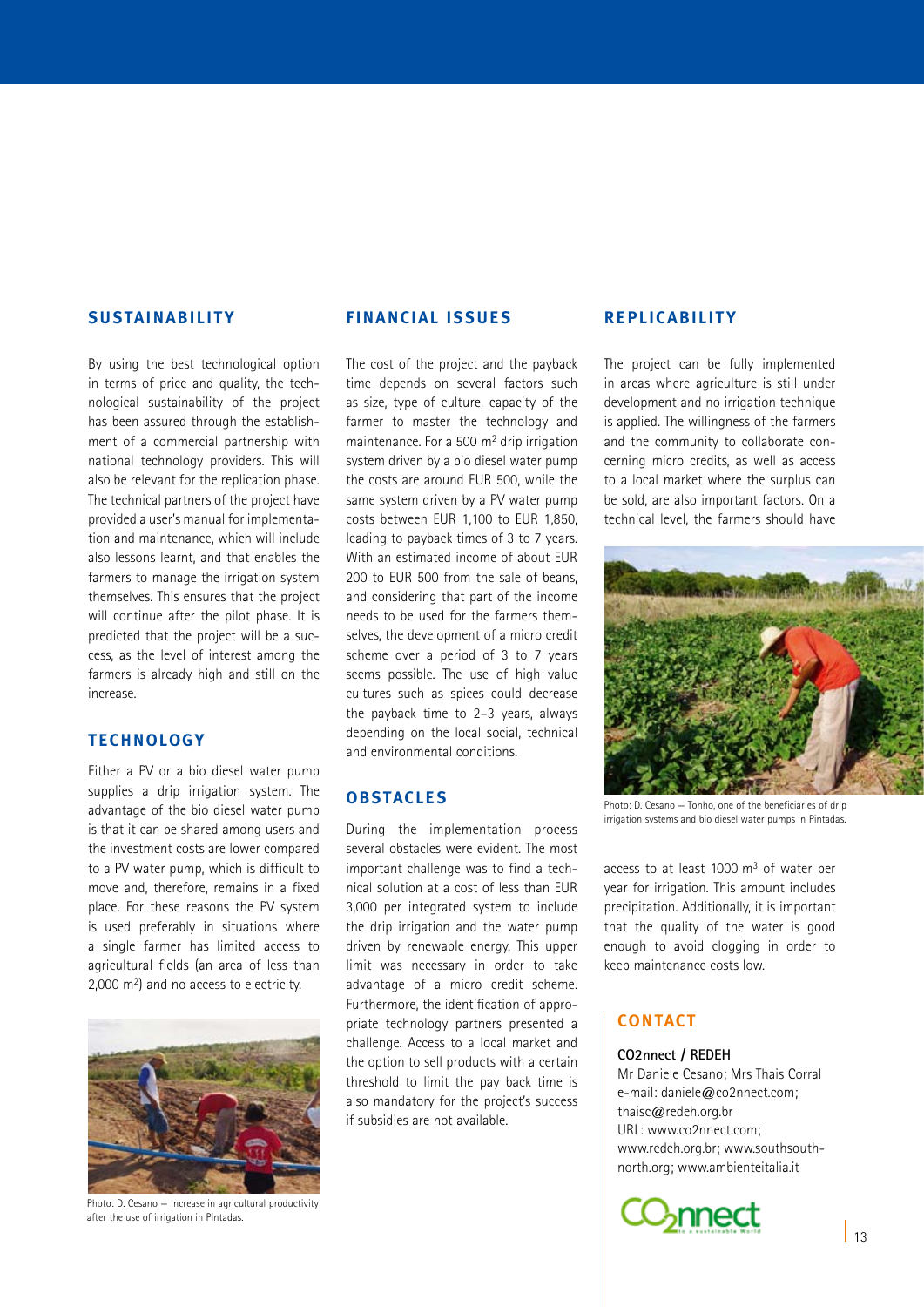## SUSTAINABILITY

By using the best technological option in terms of price and quality, the technological sustainability of the project has been assured through the establishment of a commercial partnership with national technology providers. This will also be relevant for the replication phase. The technical partners of the project have provided a user's manual for implementation and maintenance, which will include also lessons learnt, and that enables the farmers to manage the irrigation system themselves. This ensures that the project will continue after the pilot phase. It is predicted that the project will be a success, as the level of interest among the farmers is already high and still on the increase.

## TECHNOLOGY

Either a PV or a bio diesel water pump supplies a drip irrigation system. The advantage of the bio diesel water pump is that it can be shared among users and the investment costs are lower compared to a PV water pump, which is difficult to move and, therefore, remains in a fixed place. For these reasons the PV system is used preferably in situations where a single farmer has limited access to agricultural fields (an area of less than 2,000 m$^2$) and no access to electricity.

Photo: D. Cesano – Increase in agricultural productivity after the use of irrigation in Pintadas.

## FINANCIAL ISSUES

The cost of the project and the payback time depends on several factors such as size, type of culture, capacity of the farmer to master the technology and maintenance. For a 500 m$^2$ drip irrigation system driven by a bio diesel water pump the costs are around EUR 500, while the same system driven by a PV water pump costs between EUR 1,100 to EUR 1,850, leading to payback times of 3 to 7 years. With an estimated income of about EUR 200 to EUR 500 from the sale of beans, and considering that part of the income needs to be used for the farmers themselves, the development of a micro credit scheme over a period of 3 to 7 years seems possible. The use of high value cultures such as spices could decrease the payback time to 2–3 years, always depending on the local social, technical and environmental conditions.

## OBSTACLES

During the implementation process several obstacles were evident. The most important challenge was to find a technical solution at a cost of less than EUR 3,000 per integrated system to include the drip irrigation and the water pump driven by renewable energy. This upper limit was necessary in order to take advantage of a micro credit scheme. Furthermore, the identification of appropriate technology partners presented a challenge. Access to a local market and the option to sell products with a certain threshold to limit the pay back time is also mandatory for the project's success if subsidies are not available.

## REPLICABILITY

The project can be fully implemented in areas where agriculture is still under development and no irrigation technique is applied. The willingness of the farmers and the community to collaborate concerning micro credits, as well as access to a local market where the surplus can be sold, are also important factors. On a technical level, the farmers should have access to at least 1000 m$^3$ of water per year for irrigation. This amount includes precipitation. Additionally, it is important that the quality of the water is good enough to avoid clogging in order to keep maintenance costs low.

Photo: D. Cesano – Tonho, one of the beneficiaries of drip irrigation systems and bio diesel water pumps in Pintadas.

## CONTACT

**CO2nnect / REDEH**
Mr Daniele Cesano; Mrs Thais Corral
e-mail: daniele@co2nnect.com; thaisc@redeh.org.br
URL: www.co2nnect.com; www.redeh.org.br; www.southsouthnorth.org; www.ambienteitalia.it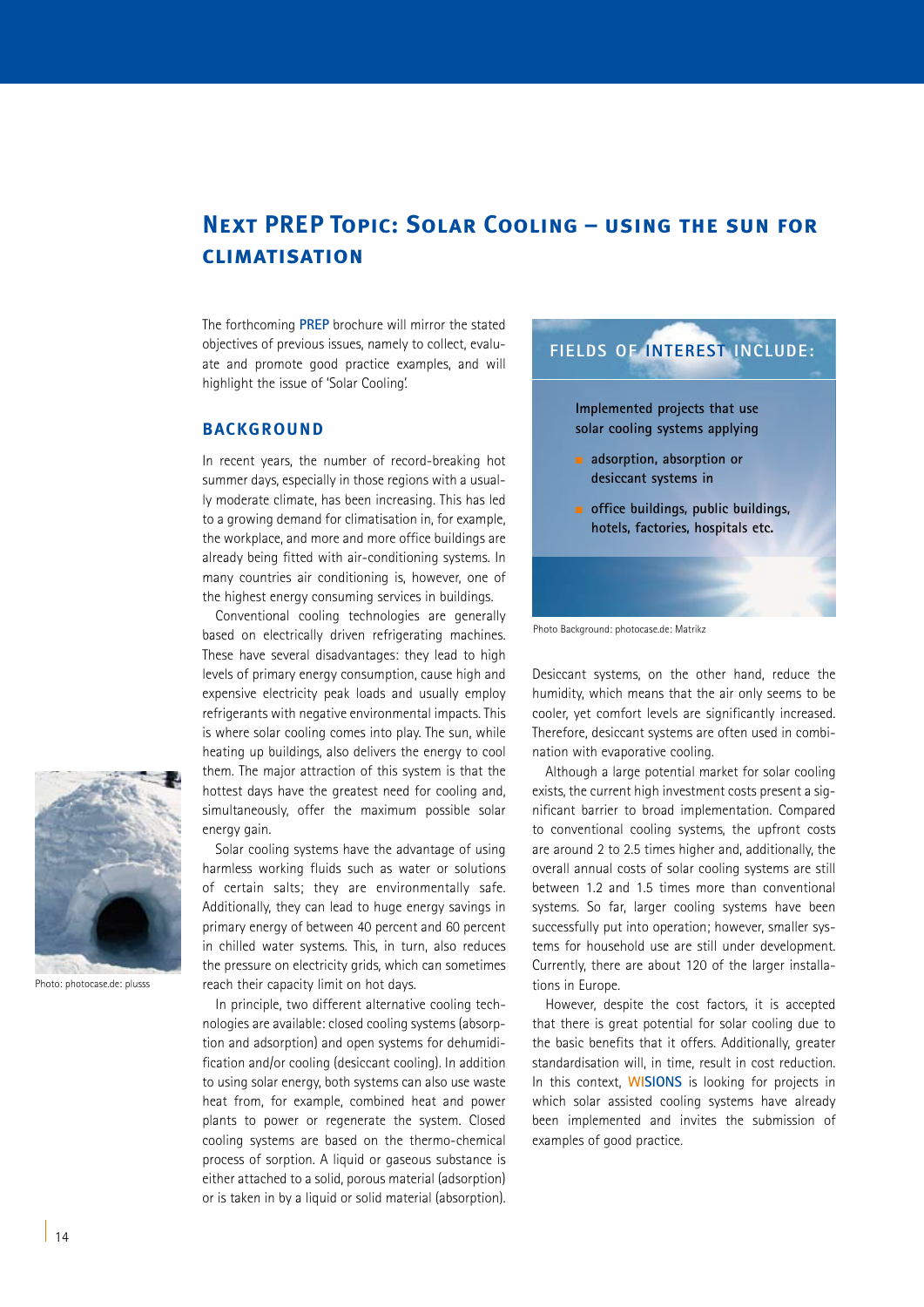# Next PREP Topic: Solar Cooling – using the sun for climatisation

The forthcoming PREP brochure will mirror the stated objectives of previous issues, namely to collect, evaluate and promote good practice examples, and will highlight the issue of 'Solar Cooling'.

## BACKGROUND

In recent years, the number of record-breaking hot summer days, especially in those regions with a usually moderate climate, has been increasing. This has led to a growing demand for climatisation in, for example, the workplace, and more and more office buildings are already being fitted with air-conditioning systems. In many countries air conditioning is, however, one of the highest energy consuming services in buildings.

Conventional cooling technologies are generally based on electrically driven refrigerating machines. These have several disadvantages: they lead to high levels of primary energy consumption, cause high and expensive electricity peak loads and usually employ refrigerants with negative environmental impacts. This is where solar cooling comes into play. The sun, while heating up buildings, also delivers the energy to cool them. The major attraction of this system is that the hottest days have the greatest need for cooling and, simultaneously, offer the maximum possible solar energy gain.

Photo: photocase.de: plusss

Solar cooling systems have the advantage of using harmless working fluids such as water or solutions of certain salts; they are environmentally safe. Additionally, they can lead to huge energy savings in primary energy of between 40 percent and 60 percent in chilled water systems. This, in turn, also reduces the pressure on electricity grids, which can sometimes reach their capacity limit on hot days.

In principle, two different alternative cooling technologies are available: closed cooling systems (absorption and adsorption) and open systems for dehumidification and/or cooling (desiccant cooling). In addition to using solar energy, both systems can also use waste heat from, for example, combined heat and power plants to power or regenerate the system. Closed cooling systems are based on the thermo-chemical process of sorption. A liquid or gaseous substance is either attached to a solid, porous material (adsorption) or is taken in by a liquid or solid material (absorption).

**FIELDS OF INTEREST INCLUDE:**

**Implemented projects that use solar cooling systems applying**

- **adsorption, absorption or desiccant systems in**
- **office buildings, public buildings, hotels, factories, hospitals etc.**

Photo Background: photocase.de: Matrikz

Desiccant systems, on the other hand, reduce the humidity, which means that the air only seems to be cooler, yet comfort levels are significantly increased. Therefore, desiccant systems are often used in combination with evaporative cooling.

Although a large potential market for solar cooling exists, the current high investment costs present a significant barrier to broad implementation. Compared to conventional cooling systems, the upfront costs are around 2 to 2.5 times higher and, additionally, the overall annual costs of solar cooling systems are still between 1.2 and 1.5 times more than conventional systems. So far, larger cooling systems have been successfully put into operation; however, smaller systems for household use are still under development. Currently, there are about 120 of the larger installations in Europe.

However, despite the cost factors, it is accepted that there is great potential for solar cooling due to the basic benefits that it offers. Additionally, greater standardisation will, in time, result in cost reduction. In this context, WISIONS is looking for projects in which solar assisted cooling systems have already been implemented and invites the submission of examples of good practice.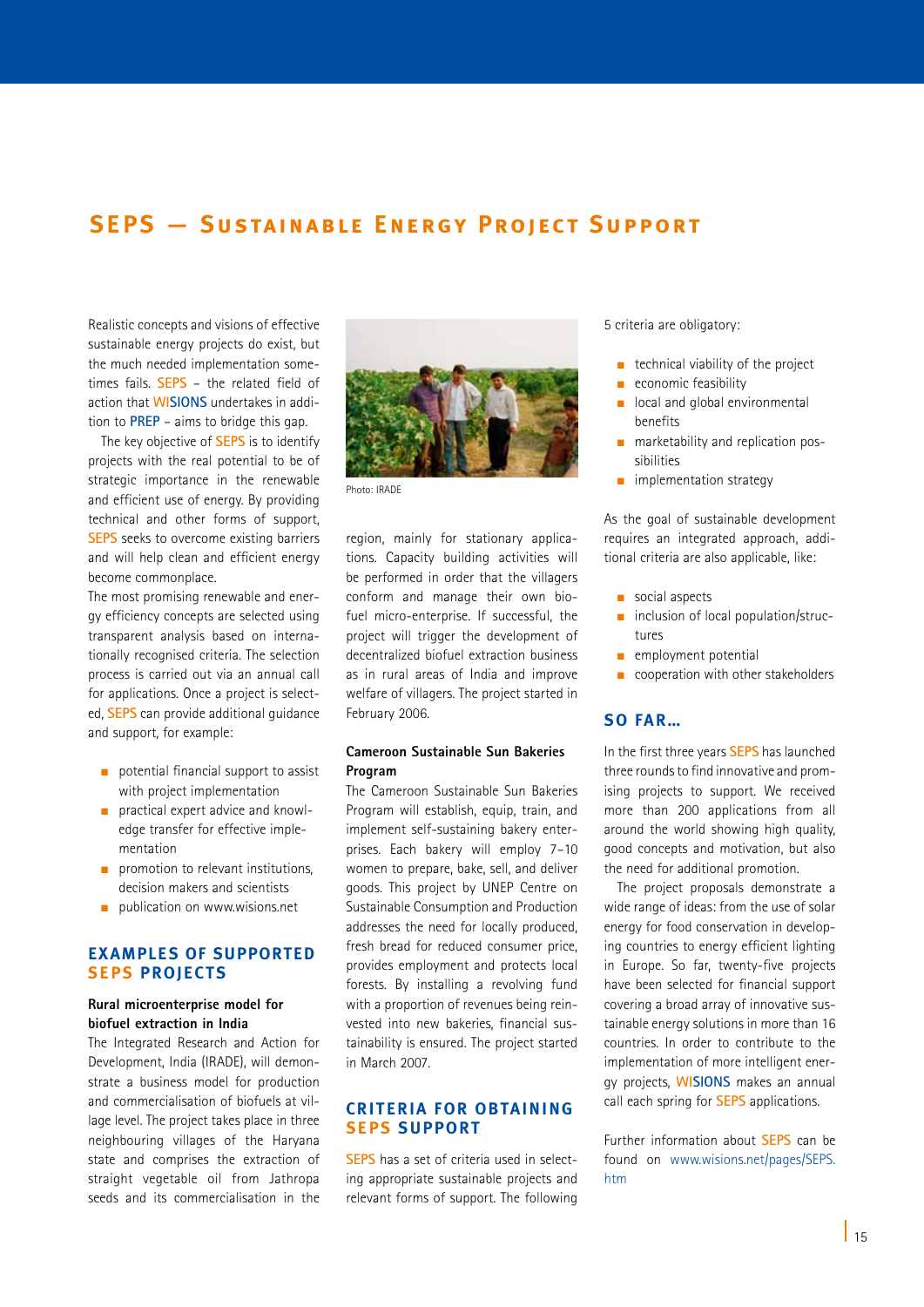# SEPS — Sustainable Energy Project Support

Realistic concepts and visions of effective sustainable energy projects do exist, but the much needed implementation sometimes fails. SEPS – the related field of action that WISIONS undertakes in addition to PREP – aims to bridge this gap.

The key objective of SEPS is to identify projects with the real potential to be of strategic importance in the renewable and efficient use of energy. By providing technical and other forms of support, SEPS seeks to overcome existing barriers and will help clean and efficient energy become commonplace.

The most promising renewable and energy efficiency concepts are selected using transparent analysis based on internationally recognised criteria. The selection process is carried out via an annual call for applications. Once a project is selected, SEPS can provide additional guidance and support, for example:

- potential financial support to assist with project implementation
- practical expert advice and knowledge transfer for effective implementation
- promotion to relevant institutions, decision makers and scientists
- publication on www.wisions.net

## Examples of supported SEPS projects

**Rural microenterprise model for biofuel extraction in India**

The Integrated Research and Action for Development, India (IRADE), will demonstrate a business model for production and commercialisation of biofuels at village level. The project takes place in three neighbouring villages of the Haryana state and comprises the extraction of straight vegetable oil from Jathropa seeds and its commercialisation in the region, mainly for stationary applications. Capacity building activities will be performed in order that the villagers conform and manage their own biofuel micro-enterprise. If successful, the project will trigger the development of decentralized biofuel extraction business as in rural areas of India and improve welfare of villagers. The project started in February 2006.

Photo: IRADE

**Cameroon Sustainable Sun Bakeries Program**

The Cameroon Sustainable Sun Bakeries Program will establish, equip, train, and implement self-sustaining bakery enterprises. Each bakery will employ 7–10 women to prepare, bake, sell, and deliver goods. This project by UNEP Centre on Sustainable Consumption and Production addresses the need for locally produced, fresh bread for reduced consumer price, provides employment and protects local forests. By installing a revolving fund with a proportion of revenues being reinvested into new bakeries, financial sustainability is ensured. The project started in March 2007.

## Criteria for obtaining SEPS support

SEPS has a set of criteria used in selecting appropriate sustainable projects and relevant forms of support. The following 5 criteria are obligatory:

- technical viability of the project
- economic feasibility
- local and global environmental benefits
- marketability and replication possibilities
- implementation strategy

As the goal of sustainable development requires an integrated approach, additional criteria are also applicable, like:

- social aspects
- inclusion of local population/structures
- employment potential
- cooperation with other stakeholders

## So far...

In the first three years SEPS has launched three rounds to find innovative and promising projects to support. We received more than 200 applications from all around the world showing high quality, good concepts and motivation, but also the need for additional promotion.

The project proposals demonstrate a wide range of ideas: from the use of solar energy for food conservation in developing countries to energy efficient lighting in Europe. So far, twenty-five projects have been selected for financial support covering a broad array of innovative sustainable energy solutions in more than 16 countries. In order to contribute to the implementation of more intelligent energy projects, WISIONS makes an annual call each spring for SEPS applications.

Further information about SEPS can be found on www.wisions.net/pages/SEPS.htm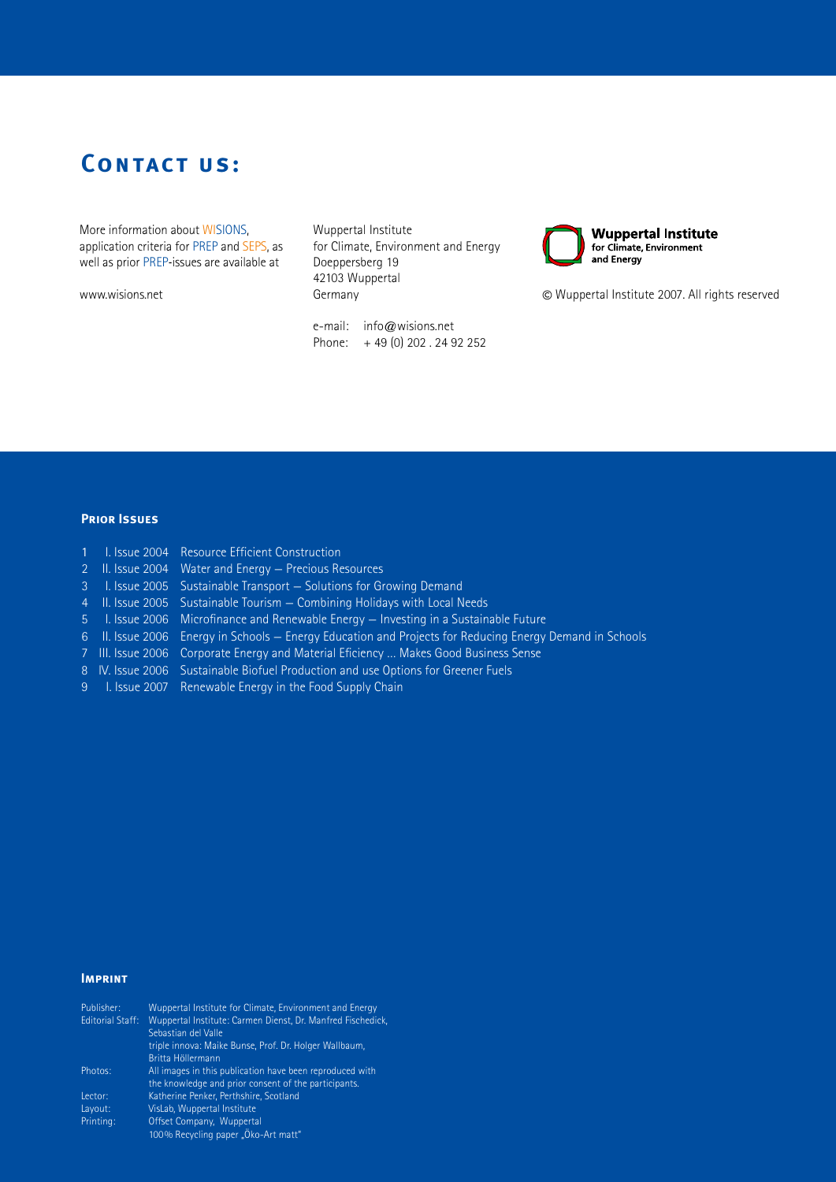# Contact us:

More information about WISIONS, application criteria for PREP and SEPS, as well as prior PREP-issues are available at

www.wisions.net

Wuppertal Institute
for Climate, Environment and Energy
Doeppersberg 19
42103 Wuppertal
Germany

e-mail: info@wisions.net
Phone: + 49 (0) 202 . 24 92 252

**Wuppertal Institute**
**for Climate, Environment and Energy**

© Wuppertal Institute 2007. All rights reserved

## Prior Issues

| | | |
|---|---|---|
| 1 | I. Issue 2004 | Resource Efficient Construction |
| 2 | II. Issue 2004 | Water and Energy – Precious Resources |
| 3 | I. Issue 2005 | Sustainable Transport – Solutions for Growing Demand |
| 4 | II. Issue 2005 | Sustainable Tourism – Combining Holidays with Local Needs |
| 5 | I. Issue 2006 | Microfinance and Renewable Energy – Investing in a Sustainable Future |
| 6 | II. Issue 2006 | Energy in Schools – Energy Education and Projects for Reducing Energy Demand in Schools |
| 7 | III. Issue 2006 | Corporate Energy and Material Eficiency ... Makes Good Business Sense |
| 8 | IV. Issue 2006 | Sustainable Biofuel Production and use Options for Greener Fuels |
| 9 | I. Issue 2007 | Renewable Energy in the Food Supply Chain |

## Imprint

| | |
|---|---|
| Publisher: | Wuppertal Institute for Climate, Environment and Energy |
| Editorial Staff: | Wuppertal Institute: Carmen Dienst, Dr. Manfred Fischedick, Sebastian del Valle<br>triple innova: Maike Bunse, Prof. Dr. Holger Wallbaum, Britta Höllermann |
| Photos: | All images in this publication have been reproduced with the knowledge and prior consent of the participants. |
| Lector: | Katherine Penker, Perthshire, Scotland |
| Layout: | VisLab, Wuppertal Institute |
| Printing: | Offset Company, Wuppertal<br>100% Recycling paper „Öko-Art matt" |